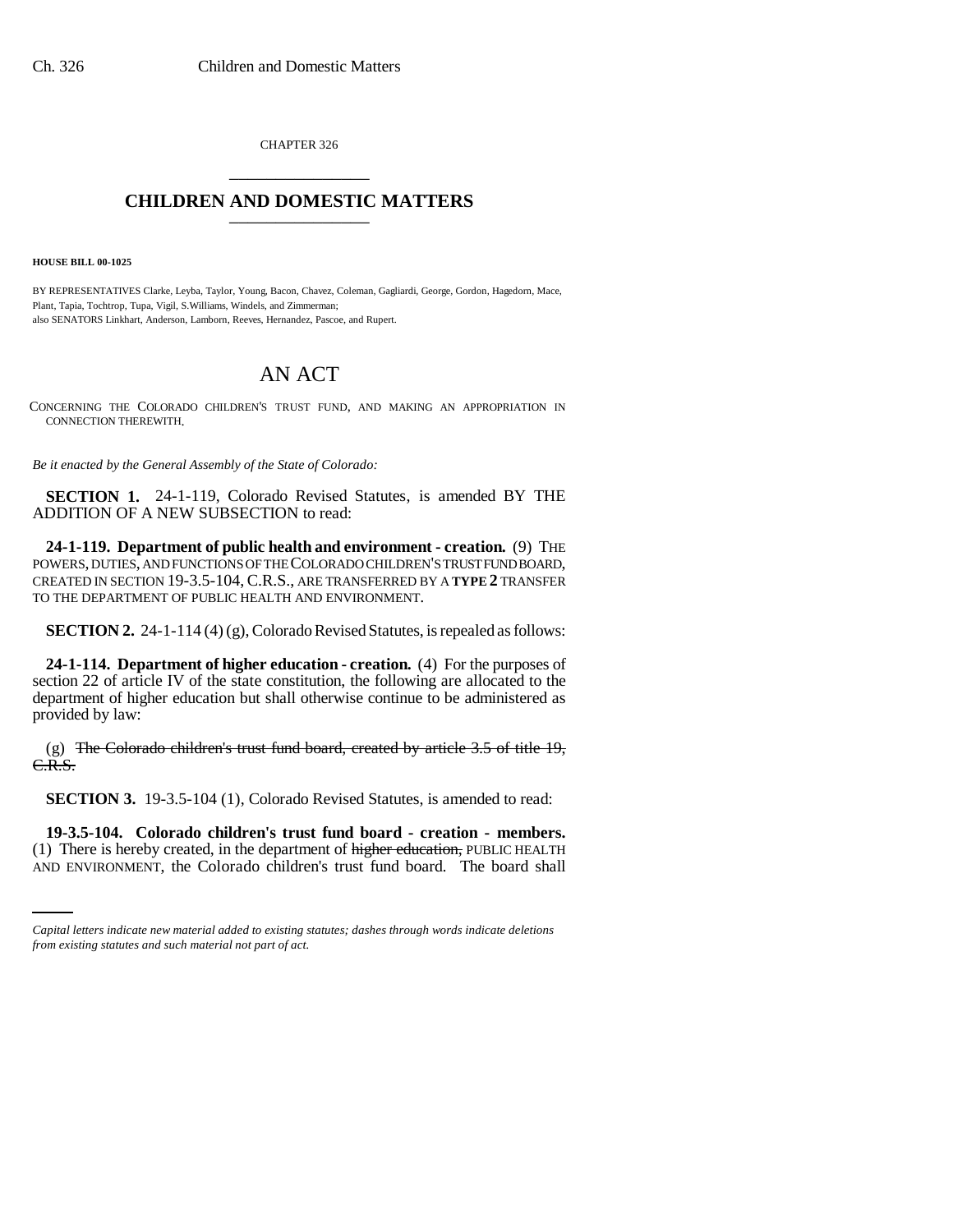CHAPTER 326

# CHILDREN AND DOMESTIC MATTERS

**HOUSE BILL 00-1025**

BY REPRESENTATIVES Clarke, Leyba, Taylor, Young, Bacon, Chavez, Coleman, Gagliardi, George, Gordon, Hagedorn, Mace, Plant, Tapia, Tochtrop, Tupa, Vigil, S.Williams, Windels, and Zimmerman;
also SENATORS Linkhart, Anderson, Lamborn, Reeves, Hernandez, Pascoe, and Rupert.

# AN ACT

CONCERNING THE COLORADO CHILDREN'S TRUST FUND, AND MAKING AN APPROPRIATION IN CONNECTION THEREWITH.

*Be it enacted by the General Assembly of the State of Colorado:*

**SECTION 1.** 24-1-119, Colorado Revised Statutes, is amended BY THE ADDITION OF A NEW SUBSECTION to read:

**24-1-119. Department of public health and environment - creation.** (9) THE POWERS, DUTIES, AND FUNCTIONS OF THE COLORADO CHILDREN'S TRUST FUND BOARD, CREATED IN SECTION 19-3.5-104, C.R.S., ARE TRANSFERRED BY A **TYPE 2** TRANSFER TO THE DEPARTMENT OF PUBLIC HEALTH AND ENVIRONMENT.

**SECTION 2.** 24-1-114 (4) (g), Colorado Revised Statutes, is repealed as follows:

**24-1-114. Department of higher education - creation.** (4) For the purposes of section 22 of article IV of the state constitution, the following are allocated to the department of higher education but shall otherwise continue to be administered as provided by law:

(g) ~~The Colorado children's trust fund board, created by article 3.5 of title 19, C.R.S.~~

**SECTION 3.** 19-3.5-104 (1), Colorado Revised Statutes, is amended to read:

**19-3.5-104. Colorado children's trust fund board - creation - members.** (1) There is hereby created, in the department of ~~higher education,~~ PUBLIC HEALTH AND ENVIRONMENT, the Colorado children's trust fund board. The board shall

*Capital letters indicate new material added to existing statutes; dashes through words indicate deletions from existing statutes and such material not part of act.*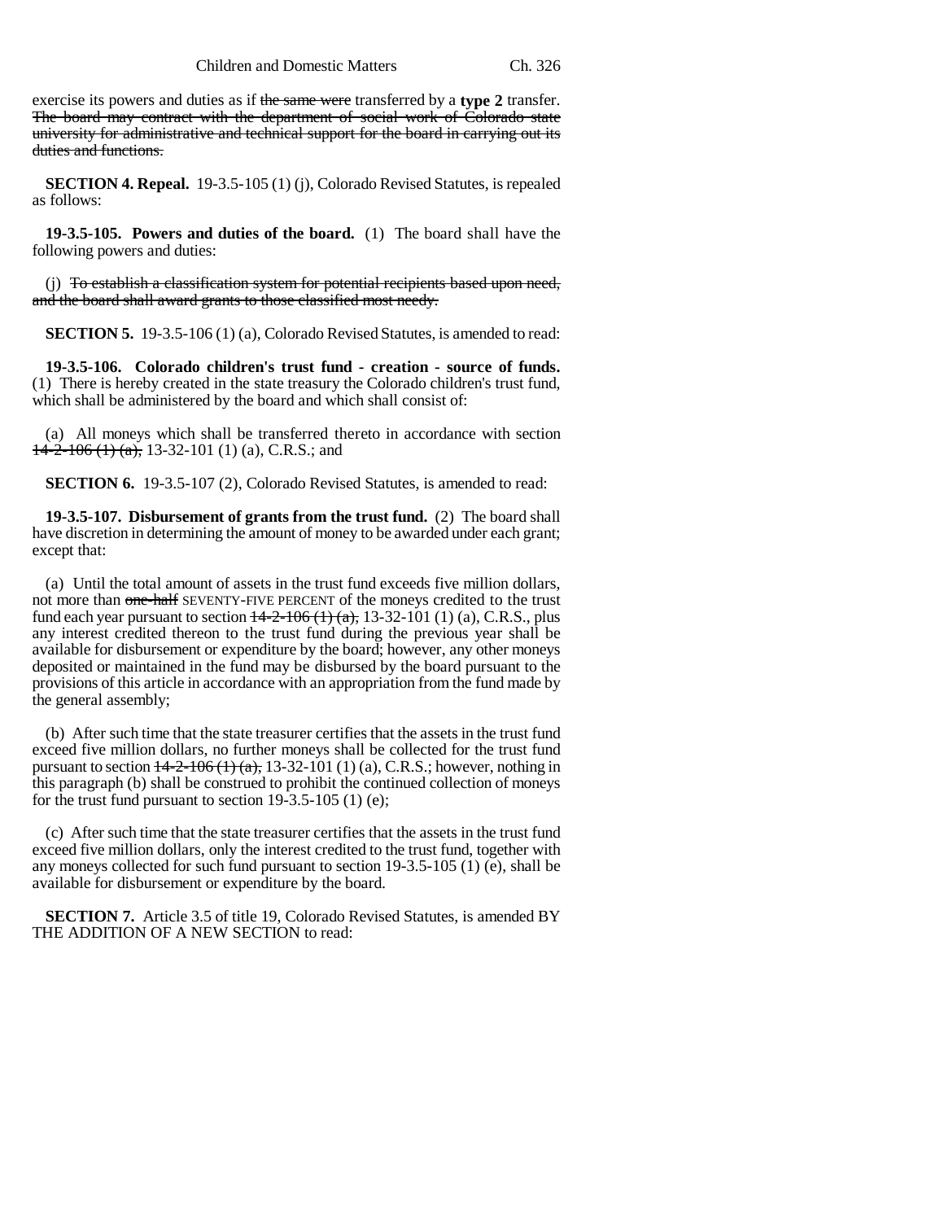exercise its powers and duties as if ~~the same were~~ transferred by a **type 2** transfer. ~~The board may contract with the department of social work of Colorado state university for administrative and technical support for the board in carrying out its duties and functions.~~

**SECTION 4. Repeal.** 19-3.5-105 (1) (j), Colorado Revised Statutes, is repealed as follows:

**19-3.5-105. Powers and duties of the board.** (1) The board shall have the following powers and duties:

(j) ~~To establish a classification system for potential recipients based upon need, and the board shall award grants to those classified most needy.~~

**SECTION 5.** 19-3.5-106 (1) (a), Colorado Revised Statutes, is amended to read:

**19-3.5-106. Colorado children's trust fund - creation - source of funds.** (1) There is hereby created in the state treasury the Colorado children's trust fund, which shall be administered by the board and which shall consist of:

(a) All moneys which shall be transferred thereto in accordance with section ~~14-2-106 (1) (a),~~ 13-32-101 (1) (a), C.R.S.; and

**SECTION 6.** 19-3.5-107 (2), Colorado Revised Statutes, is amended to read:

**19-3.5-107. Disbursement of grants from the trust fund.** (2) The board shall have discretion in determining the amount of money to be awarded under each grant; except that:

(a) Until the total amount of assets in the trust fund exceeds five million dollars, not more than ~~one-half~~ SEVENTY-FIVE PERCENT of the moneys credited to the trust fund each year pursuant to section ~~14-2-106 (1) (a),~~ 13-32-101 (1) (a), C.R.S., plus any interest credited thereon to the trust fund during the previous year shall be available for disbursement or expenditure by the board; however, any other moneys deposited or maintained in the fund may be disbursed by the board pursuant to the provisions of this article in accordance with an appropriation from the fund made by the general assembly;

(b) After such time that the state treasurer certifies that the assets in the trust fund exceed five million dollars, no further moneys shall be collected for the trust fund pursuant to section ~~14-2-106 (1) (a),~~ 13-32-101 (1) (a), C.R.S.; however, nothing in this paragraph (b) shall be construed to prohibit the continued collection of moneys for the trust fund pursuant to section 19-3.5-105 (1) (e);

(c) After such time that the state treasurer certifies that the assets in the trust fund exceed five million dollars, only the interest credited to the trust fund, together with any moneys collected for such fund pursuant to section 19-3.5-105 (1) (e), shall be available for disbursement or expenditure by the board.

**SECTION 7.** Article 3.5 of title 19, Colorado Revised Statutes, is amended BY THE ADDITION OF A NEW SECTION to read: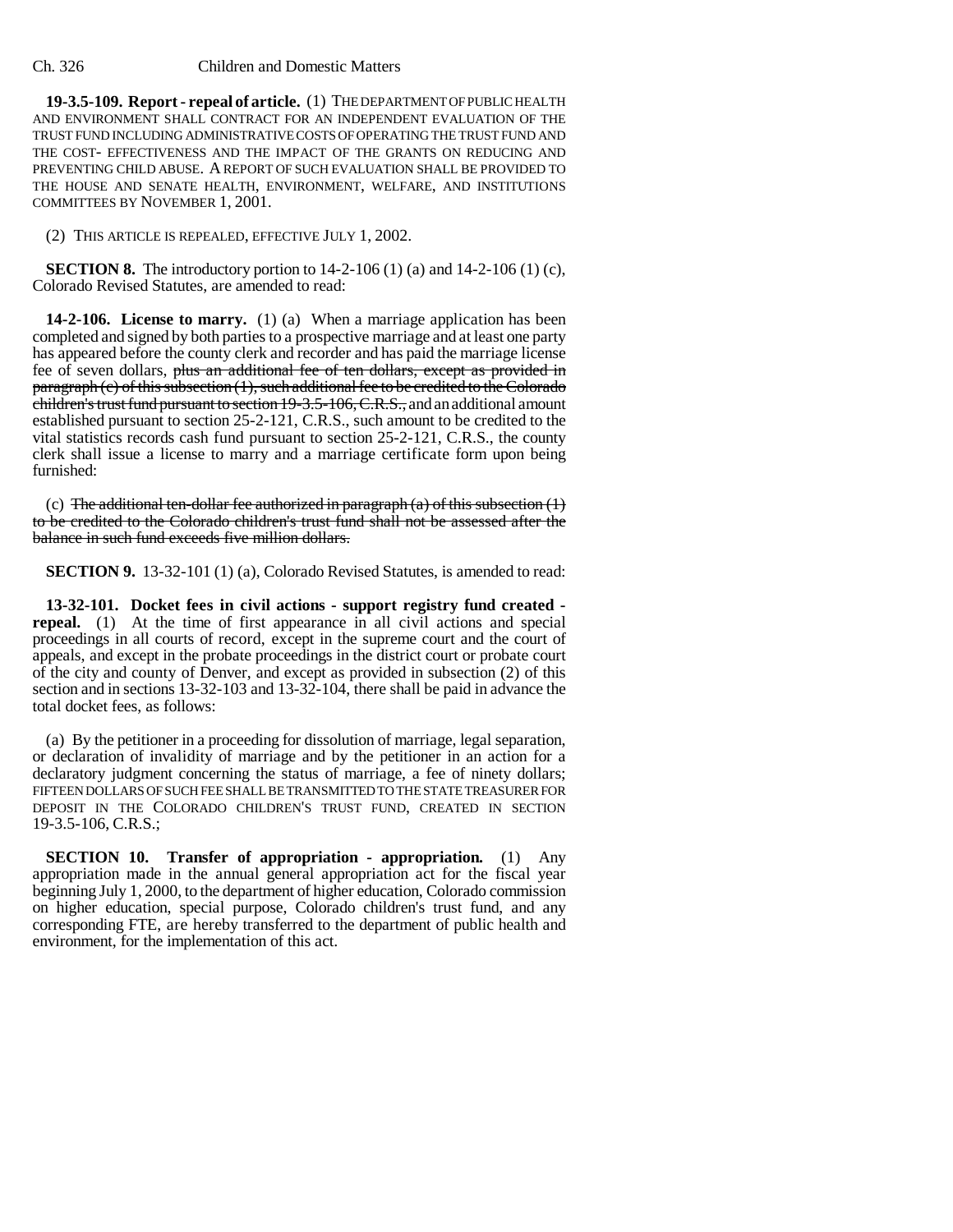**19-3.5-109. Report - repeal of article.** (1) THE DEPARTMENT OF PUBLIC HEALTH AND ENVIRONMENT SHALL CONTRACT FOR AN INDEPENDENT EVALUATION OF THE TRUST FUND INCLUDING ADMINISTRATIVE COSTS OF OPERATING THE TRUST FUND AND THE COST- EFFECTIVENESS AND THE IMPACT OF THE GRANTS ON REDUCING AND PREVENTING CHILD ABUSE. A REPORT OF SUCH EVALUATION SHALL BE PROVIDED TO THE HOUSE AND SENATE HEALTH, ENVIRONMENT, WELFARE, AND INSTITUTIONS COMMITTEES BY NOVEMBER 1, 2001.

(2) THIS ARTICLE IS REPEALED, EFFECTIVE JULY 1, 2002.

**SECTION 8.** The introductory portion to 14-2-106 (1) (a) and 14-2-106 (1) (c), Colorado Revised Statutes, are amended to read:

**14-2-106. License to marry.** (1) (a) When a marriage application has been completed and signed by both parties to a prospective marriage and at least one party has appeared before the county clerk and recorder and has paid the marriage license fee of seven dollars, ~~plus an additional fee of ten dollars, except as provided in paragraph (c) of this subsection (1), such additional fee to be credited to the Colorado children's trust fund pursuant to section 19-3.5-106, C.R.S.,~~ and an additional amount established pursuant to section 25-2-121, C.R.S., such amount to be credited to the vital statistics records cash fund pursuant to section 25-2-121, C.R.S., the county clerk shall issue a license to marry and a marriage certificate form upon being furnished:

(c) ~~The additional ten-dollar fee authorized in paragraph (a) of this subsection (1) to be credited to the Colorado children's trust fund shall not be assessed after the balance in such fund exceeds five million dollars.~~

**SECTION 9.** 13-32-101 (1) (a), Colorado Revised Statutes, is amended to read:

**13-32-101. Docket fees in civil actions - support registry fund created - repeal.** (1) At the time of first appearance in all civil actions and special proceedings in all courts of record, except in the supreme court and the court of appeals, and except in the probate proceedings in the district court or probate court of the city and county of Denver, and except as provided in subsection (2) of this section and in sections 13-32-103 and 13-32-104, there shall be paid in advance the total docket fees, as follows:

(a) By the petitioner in a proceeding for dissolution of marriage, legal separation, or declaration of invalidity of marriage and by the petitioner in an action for a declaratory judgment concerning the status of marriage, a fee of ninety dollars; FIFTEEN DOLLARS OF SUCH FEE SHALL BE TRANSMITTED TO THE STATE TREASURER FOR DEPOSIT IN THE COLORADO CHILDREN'S TRUST FUND, CREATED IN SECTION 19-3.5-106, C.R.S.;

**SECTION 10. Transfer of appropriation - appropriation.** (1) Any appropriation made in the annual general appropriation act for the fiscal year beginning July 1, 2000, to the department of higher education, Colorado commission on higher education, special purpose, Colorado children's trust fund, and any corresponding FTE, are hereby transferred to the department of public health and environment, for the implementation of this act.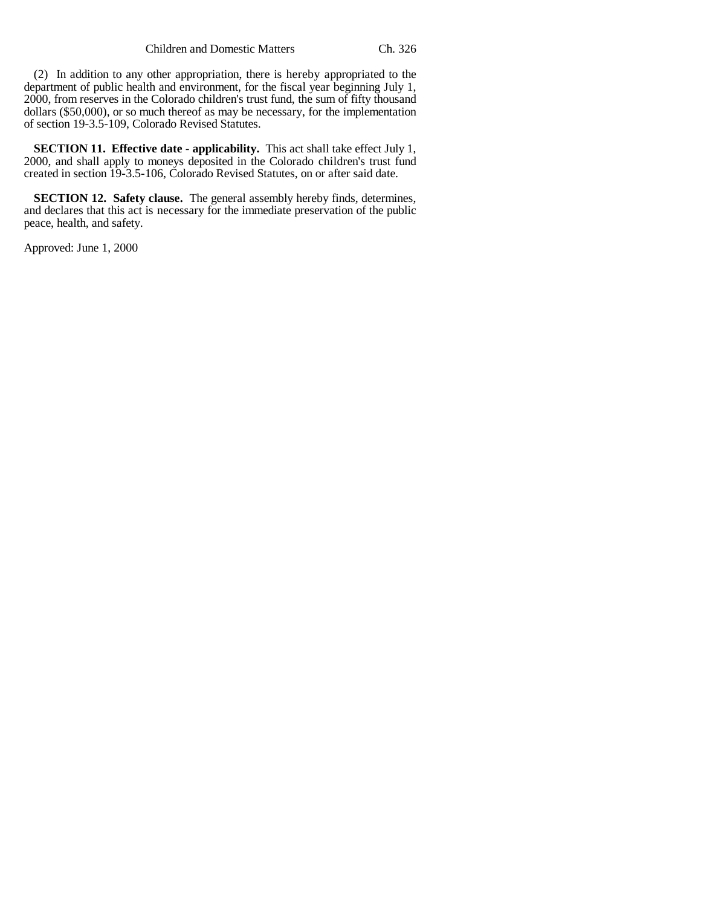(2) In addition to any other appropriation, there is hereby appropriated to the department of public health and environment, for the fiscal year beginning July 1, 2000, from reserves in the Colorado children's trust fund, the sum of fifty thousand dollars ($50,000), or so much thereof as may be necessary, for the implementation of section 19-3.5-109, Colorado Revised Statutes.

**SECTION 11. Effective date - applicability.** This act shall take effect July 1, 2000, and shall apply to moneys deposited in the Colorado children's trust fund created in section 19-3.5-106, Colorado Revised Statutes, on or after said date.

**SECTION 12. Safety clause.** The general assembly hereby finds, determines, and declares that this act is necessary for the immediate preservation of the public peace, health, and safety.

Approved: June 1, 2000